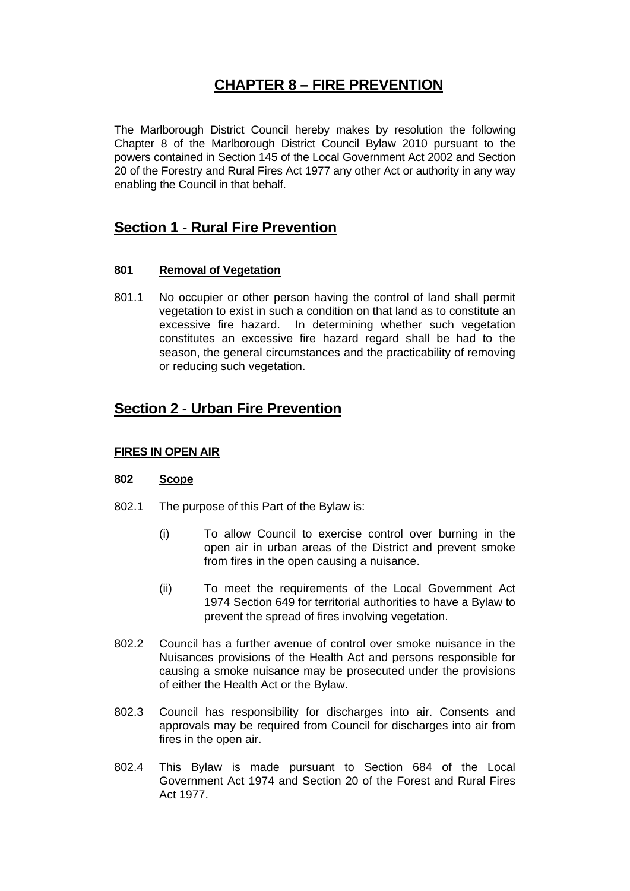# CHAPTER 8 – FIRE PREVENTION

The Marlborough District Council hereby makes by resolution the following Chapter 8 of the Marlborough District Council Bylaw 2010 pursuant to the powers contained in Section 145 of the Local Government Act 2002 and Section 20 of the Forestry and Rural Fires Act 1977 any other Act or authority in any way enabling the Council in that behalf.

## Section 1 - Rural Fire Prevention

### 801 Removal of Vegetation

801.1 No occupier or other person having the control of land shall permit vegetation to exist in such a condition on that land as to constitute an excessive fire hazard. In determining whether such vegetation constitutes an excessive fire hazard regard shall be had to the season, the general circumstances and the practicability of removing or reducing such vegetation.

## Section 2 - Urban Fire Prevention

### FIRES IN OPEN AIR

### 802 Scope

802.1 The purpose of this Part of the Bylaw is:

- (i) To allow Council to exercise control over burning in the open air in urban areas of the District and prevent smoke from fires in the open causing a nuisance.
- (ii) To meet the requirements of the Local Government Act 1974 Section 649 for territorial authorities to have a Bylaw to prevent the spread of fires involving vegetation.

802.2 Council has a further avenue of control over smoke nuisance in the Nuisances provisions of the Health Act and persons responsible for causing a smoke nuisance may be prosecuted under the provisions of either the Health Act or the Bylaw.

802.3 Council has responsibility for discharges into air. Consents and approvals may be required from Council for discharges into air from fires in the open air.

802.4 This Bylaw is made pursuant to Section 684 of the Local Government Act 1974 and Section 20 of the Forest and Rural Fires Act 1977.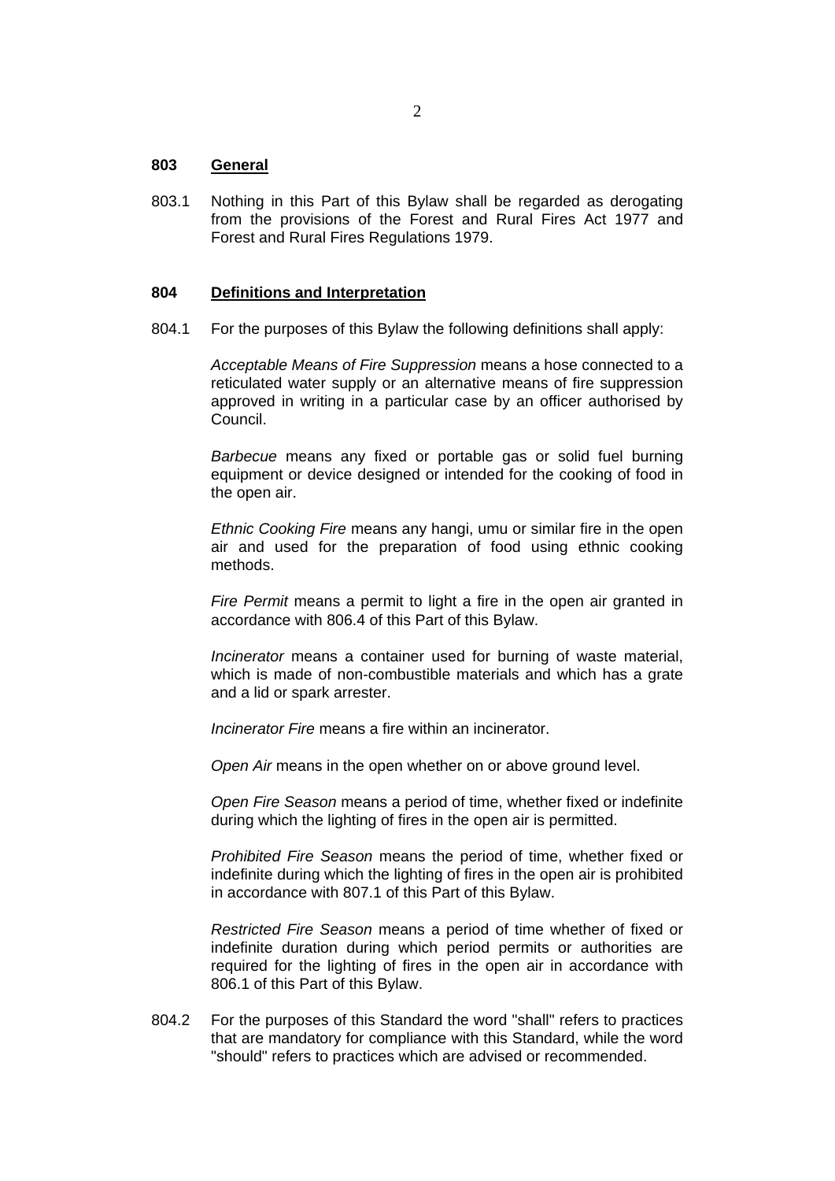## 803 General

803.1 Nothing in this Part of this Bylaw shall be regarded as derogating from the provisions of the Forest and Rural Fires Act 1977 and Forest and Rural Fires Regulations 1979.

## 804 Definitions and Interpretation

804.1 For the purposes of this Bylaw the following definitions shall apply:

*Acceptable Means of Fire Suppression* means a hose connected to a reticulated water supply or an alternative means of fire suppression approved in writing in a particular case by an officer authorised by Council.

*Barbecue* means any fixed or portable gas or solid fuel burning equipment or device designed or intended for the cooking of food in the open air.

*Ethnic Cooking Fire* means any hangi, umu or similar fire in the open air and used for the preparation of food using ethnic cooking methods.

*Fire Permit* means a permit to light a fire in the open air granted in accordance with 806.4 of this Part of this Bylaw.

*Incinerator* means a container used for burning of waste material, which is made of non-combustible materials and which has a grate and a lid or spark arrester.

*Incinerator Fire* means a fire within an incinerator.

*Open Air* means in the open whether on or above ground level.

*Open Fire Season* means a period of time, whether fixed or indefinite during which the lighting of fires in the open air is permitted.

*Prohibited Fire Season* means the period of time, whether fixed or indefinite during which the lighting of fires in the open air is prohibited in accordance with 807.1 of this Part of this Bylaw.

*Restricted Fire Season* means a period of time whether of fixed or indefinite duration during which period permits or authorities are required for the lighting of fires in the open air in accordance with 806.1 of this Part of this Bylaw.

804.2 For the purposes of this Standard the word "shall" refers to practices that are mandatory for compliance with this Standard, while the word "should" refers to practices which are advised or recommended.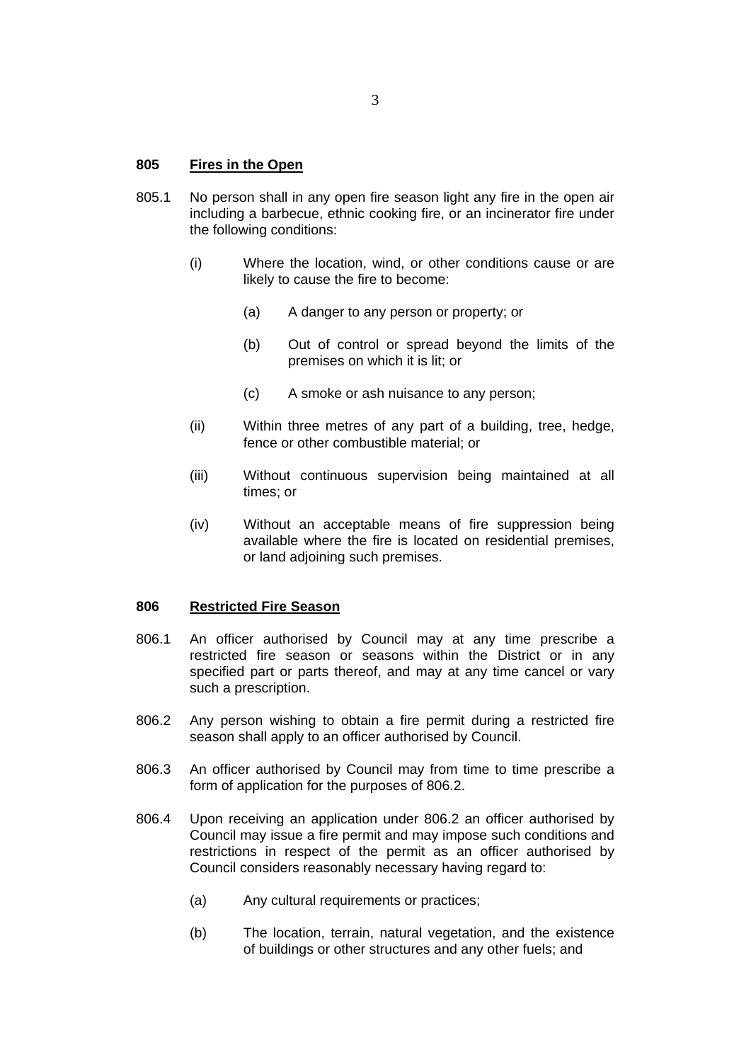## 805 Fires in the Open

805.1 No person shall in any open fire season light any fire in the open air including a barbecue, ethnic cooking fire, or an incinerator fire under the following conditions:

- (i) Where the location, wind, or other conditions cause or are likely to cause the fire to become:
  - (a) A danger to any person or property; or
  - (b) Out of control or spread beyond the limits of the premises on which it is lit; or
  - (c) A smoke or ash nuisance to any person;
- (ii) Within three metres of any part of a building, tree, hedge, fence or other combustible material; or
- (iii) Without continuous supervision being maintained at all times; or
- (iv) Without an acceptable means of fire suppression being available where the fire is located on residential premises, or land adjoining such premises.

## 806 Restricted Fire Season

806.1 An officer authorised by Council may at any time prescribe a restricted fire season or seasons within the District or in any specified part or parts thereof, and may at any time cancel or vary such a prescription.

806.2 Any person wishing to obtain a fire permit during a restricted fire season shall apply to an officer authorised by Council.

806.3 An officer authorised by Council may from time to time prescribe a form of application for the purposes of 806.2.

806.4 Upon receiving an application under 806.2 an officer authorised by Council may issue a fire permit and may impose such conditions and restrictions in respect of the permit as an officer authorised by Council considers reasonably necessary having regard to:

- (a) Any cultural requirements or practices;
- (b) The location, terrain, natural vegetation, and the existence of buildings or other structures and any other fuels; and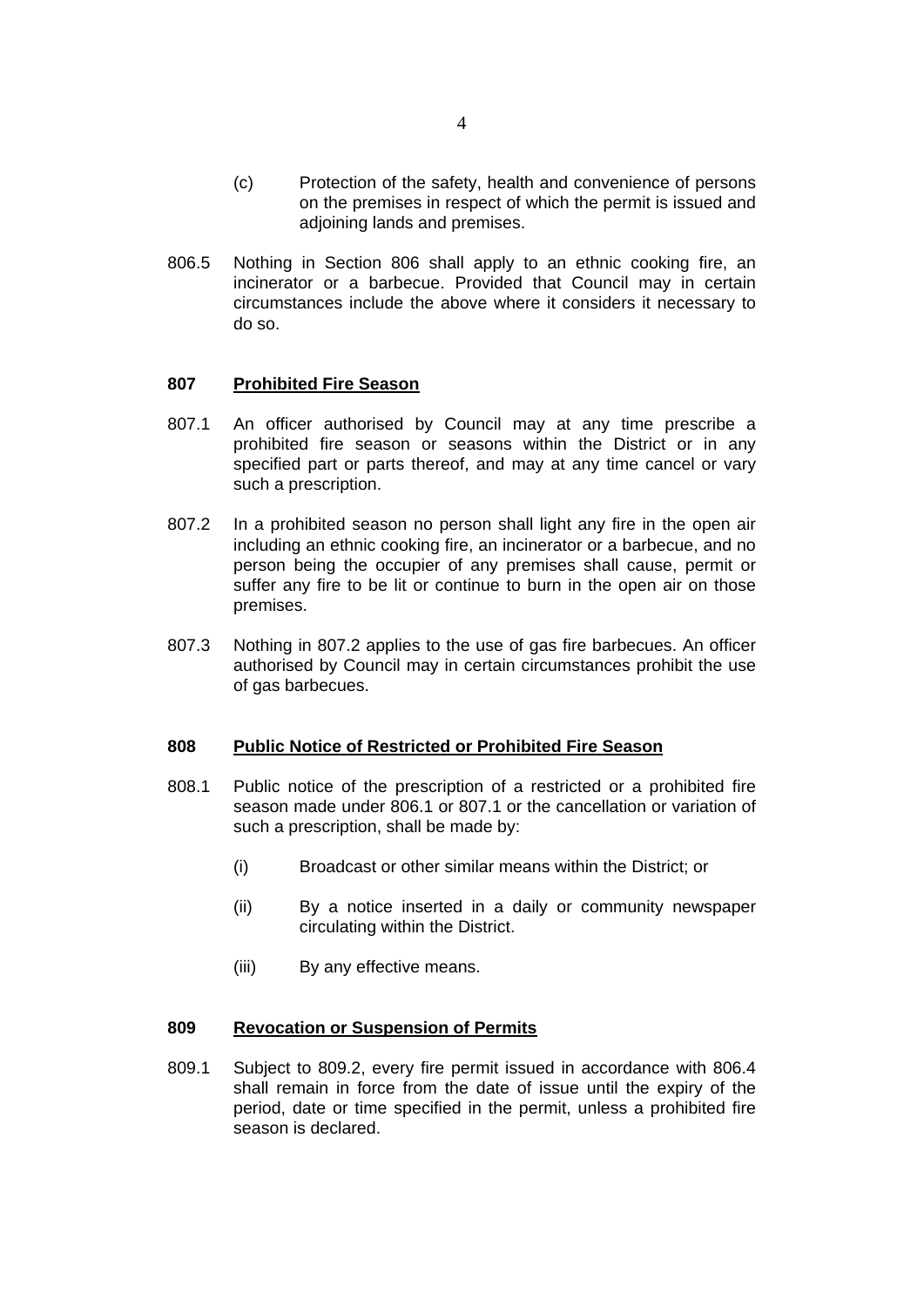(c) Protection of the safety, health and convenience of persons on the premises in respect of which the permit is issued and adjoining lands and premises.

806.5 Nothing in Section 806 shall apply to an ethnic cooking fire, an incinerator or a barbecue. Provided that Council may in certain circumstances include the above where it considers it necessary to do so.

### 807 Prohibited Fire Season

807.1 An officer authorised by Council may at any time prescribe a prohibited fire season or seasons within the District or in any specified part or parts thereof, and may at any time cancel or vary such a prescription.

807.2 In a prohibited season no person shall light any fire in the open air including an ethnic cooking fire, an incinerator or a barbecue, and no person being the occupier of any premises shall cause, permit or suffer any fire to be lit or continue to burn in the open air on those premises.

807.3 Nothing in 807.2 applies to the use of gas fire barbecues. An officer authorised by Council may in certain circumstances prohibit the use of gas barbecues.

### 808 Public Notice of Restricted or Prohibited Fire Season

808.1 Public notice of the prescription of a restricted or a prohibited fire season made under 806.1 or 807.1 or the cancellation or variation of such a prescription, shall be made by:

(i) Broadcast or other similar means within the District; or

(ii) By a notice inserted in a daily or community newspaper circulating within the District.

(iii) By any effective means.

### 809 Revocation or Suspension of Permits

809.1 Subject to 809.2, every fire permit issued in accordance with 806.4 shall remain in force from the date of issue until the expiry of the period, date or time specified in the permit, unless a prohibited fire season is declared.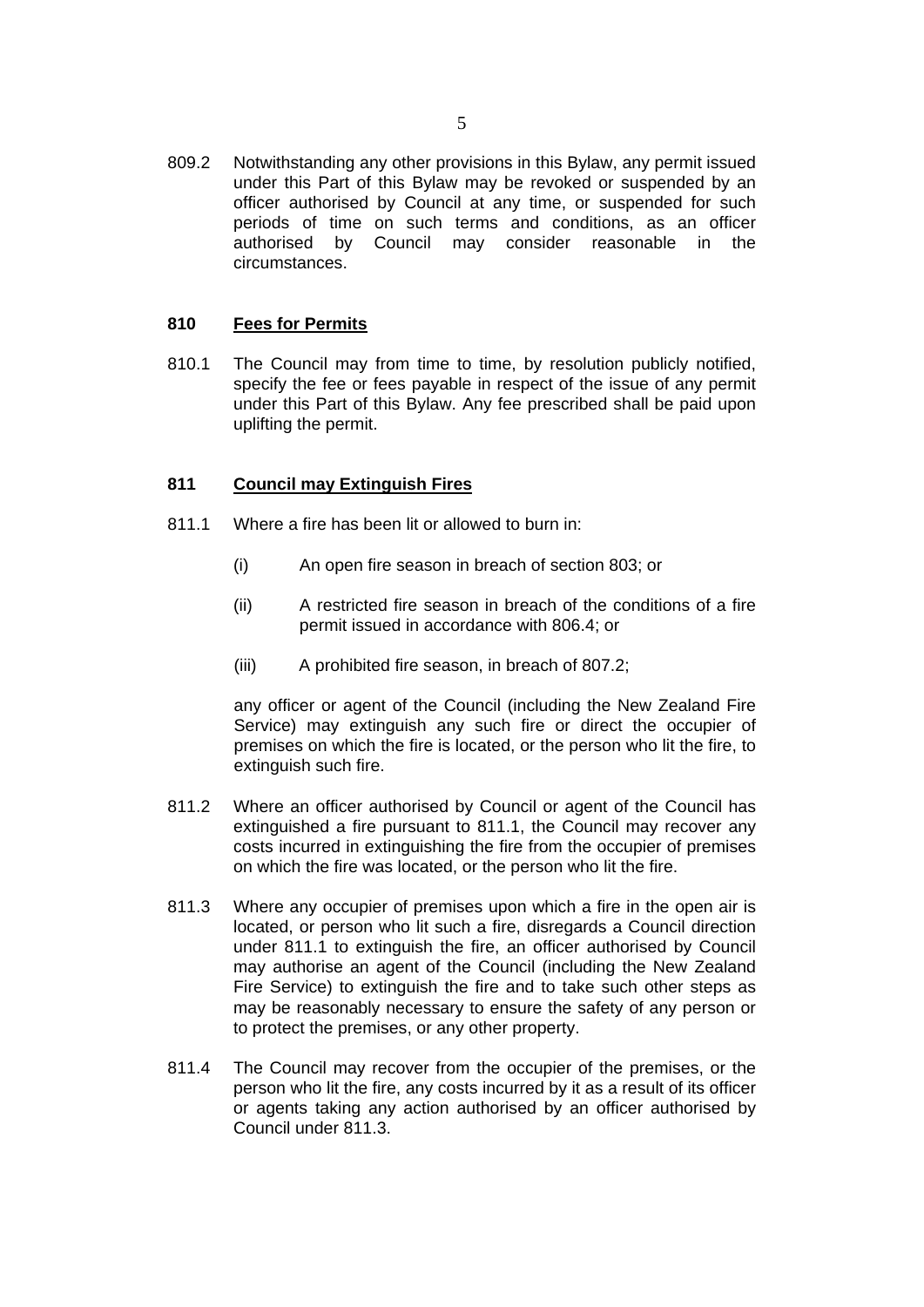809.2 Notwithstanding any other provisions in this Bylaw, any permit issued under this Part of this Bylaw may be revoked or suspended by an officer authorised by Council at any time, or suspended for such periods of time on such terms and conditions, as an officer authorised by Council may consider reasonable in the circumstances.

### 810 Fees for Permits

810.1 The Council may from time to time, by resolution publicly notified, specify the fee or fees payable in respect of the issue of any permit under this Part of this Bylaw. Any fee prescribed shall be paid upon uplifting the permit.

### 811 Council may Extinguish Fires

811.1 Where a fire has been lit or allowed to burn in:

(i) An open fire season in breach of section 803; or

(ii) A restricted fire season in breach of the conditions of a fire permit issued in accordance with 806.4; or

(iii) A prohibited fire season, in breach of 807.2;

any officer or agent of the Council (including the New Zealand Fire Service) may extinguish any such fire or direct the occupier of premises on which the fire is located, or the person who lit the fire, to extinguish such fire.

811.2 Where an officer authorised by Council or agent of the Council has extinguished a fire pursuant to 811.1, the Council may recover any costs incurred in extinguishing the fire from the occupier of premises on which the fire was located, or the person who lit the fire.

811.3 Where any occupier of premises upon which a fire in the open air is located, or person who lit such a fire, disregards a Council direction under 811.1 to extinguish the fire, an officer authorised by Council may authorise an agent of the Council (including the New Zealand Fire Service) to extinguish the fire and to take such other steps as may be reasonably necessary to ensure the safety of any person or to protect the premises, or any other property.

811.4 The Council may recover from the occupier of the premises, or the person who lit the fire, any costs incurred by it as a result of its officer or agents taking any action authorised by an officer authorised by Council under 811.3.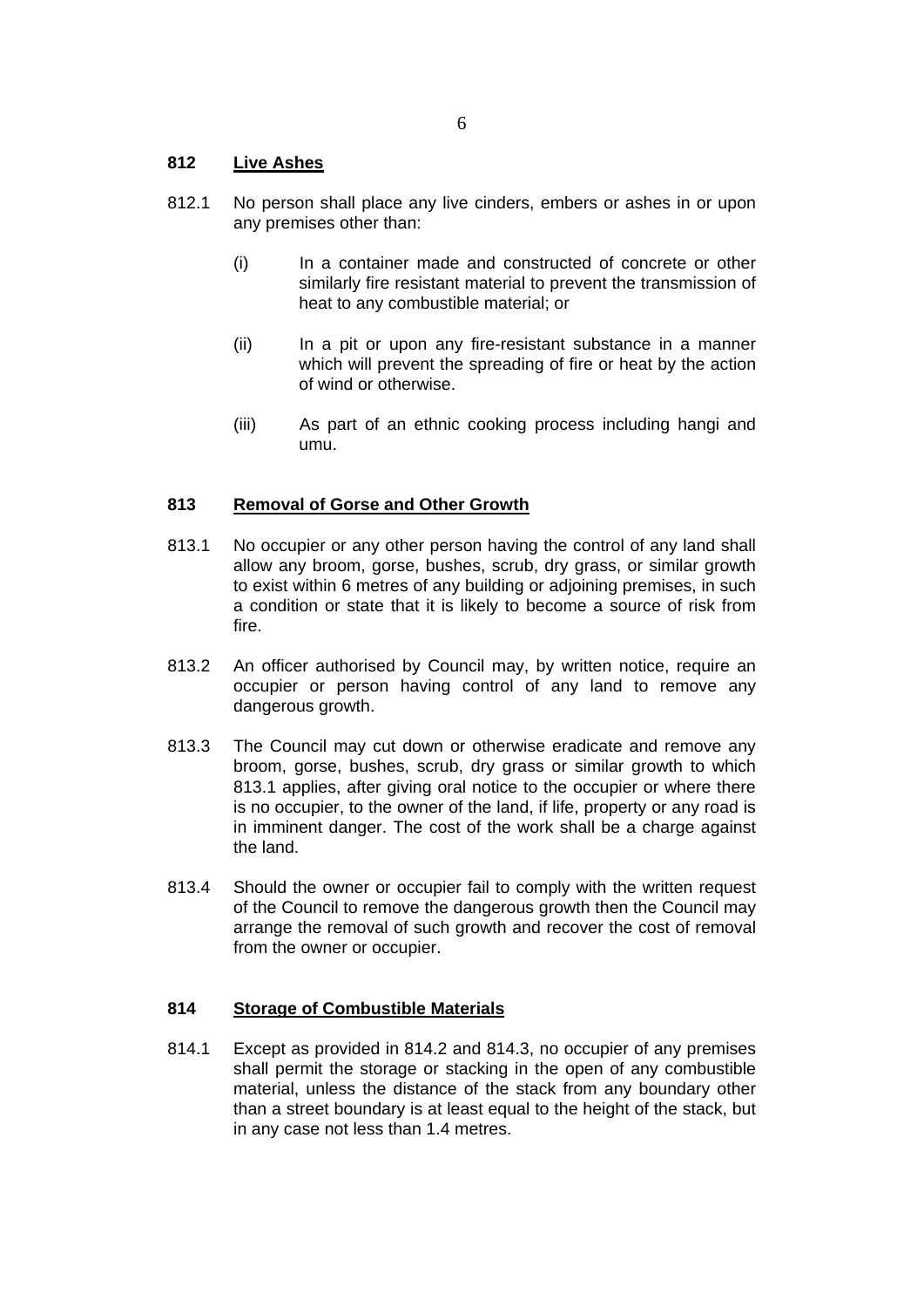## 812 Live Ashes

812.1 No person shall place any live cinders, embers or ashes in or upon any premises other than:

(i) In a container made and constructed of concrete or other similarly fire resistant material to prevent the transmission of heat to any combustible material; or

(ii) In a pit or upon any fire-resistant substance in a manner which will prevent the spreading of fire or heat by the action of wind or otherwise.

(iii) As part of an ethnic cooking process including hangi and umu.

## 813 Removal of Gorse and Other Growth

813.1 No occupier or any other person having the control of any land shall allow any broom, gorse, bushes, scrub, dry grass, or similar growth to exist within 6 metres of any building or adjoining premises, in such a condition or state that it is likely to become a source of risk from fire.

813.2 An officer authorised by Council may, by written notice, require an occupier or person having control of any land to remove any dangerous growth.

813.3 The Council may cut down or otherwise eradicate and remove any broom, gorse, bushes, scrub, dry grass or similar growth to which 813.1 applies, after giving oral notice to the occupier or where there is no occupier, to the owner of the land, if life, property or any road is in imminent danger. The cost of the work shall be a charge against the land.

813.4 Should the owner or occupier fail to comply with the written request of the Council to remove the dangerous growth then the Council may arrange the removal of such growth and recover the cost of removal from the owner or occupier.

## 814 Storage of Combustible Materials

814.1 Except as provided in 814.2 and 814.3, no occupier of any premises shall permit the storage or stacking in the open of any combustible material, unless the distance of the stack from any boundary other than a street boundary is at least equal to the height of the stack, but in any case not less than 1.4 metres.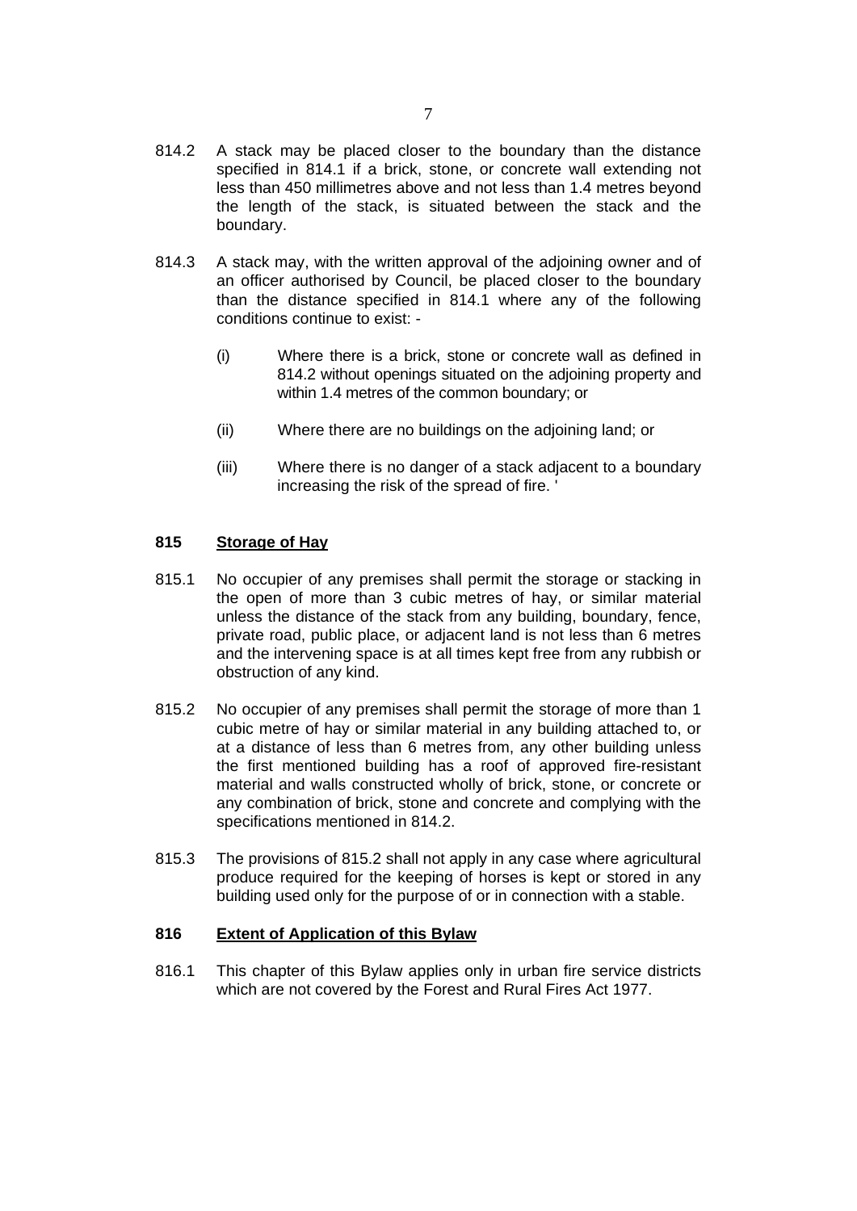814.2 A stack may be placed closer to the boundary than the distance specified in 814.1 if a brick, stone, or concrete wall extending not less than 450 millimetres above and not less than 1.4 metres beyond the length of the stack, is situated between the stack and the boundary.

814.3 A stack may, with the written approval of the adjoining owner and of an officer authorised by Council, be placed closer to the boundary than the distance specified in 814.1 where any of the following conditions continue to exist: -

(i) Where there is a brick, stone or concrete wall as defined in 814.2 without openings situated on the adjoining property and within 1.4 metres of the common boundary; or

(ii) Where there are no buildings on the adjoining land; or

(iii) Where there is no danger of a stack adjacent to a boundary increasing the risk of the spread of fire. '

## 815 Storage of Hay

815.1 No occupier of any premises shall permit the storage or stacking in the open of more than 3 cubic metres of hay, or similar material unless the distance of the stack from any building, boundary, fence, private road, public place, or adjacent land is not less than 6 metres and the intervening space is at all times kept free from any rubbish or obstruction of any kind.

815.2 No occupier of any premises shall permit the storage of more than 1 cubic metre of hay or similar material in any building attached to, or at a distance of less than 6 metres from, any other building unless the first mentioned building has a roof of approved fire-resistant material and walls constructed wholly of brick, stone, or concrete or any combination of brick, stone and concrete and complying with the specifications mentioned in 814.2.

815.3 The provisions of 815.2 shall not apply in any case where agricultural produce required for the keeping of horses is kept or stored in any building used only for the purpose of or in connection with a stable.

## 816 Extent of Application of this Bylaw

816.1 This chapter of this Bylaw applies only in urban fire service districts which are not covered by the Forest and Rural Fires Act 1977.